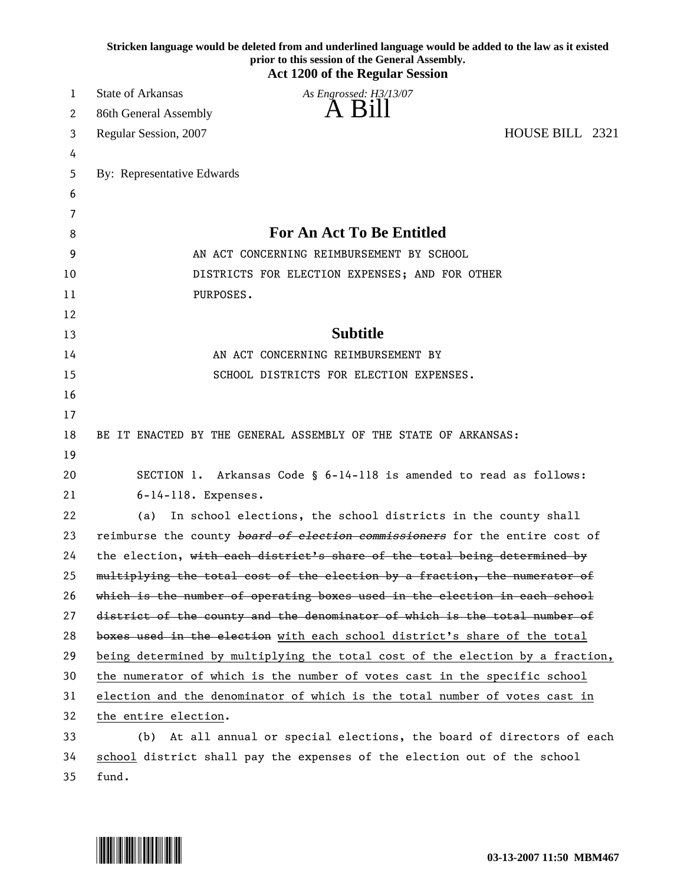**Stricken language would be deleted from and underlined language would be added to the law as it existed prior to this session of the General Assembly.**

**Act 1200 of the Regular Session**

State of Arkansas

*As Engrossed: H3/13/07*

86th General Assembly

# A Bill

Regular Session, 2007 HOUSE BILL 2321

By: Representative Edwards

## For An Act To Be Entitled

AN ACT CONCERNING REIMBURSEMENT BY SCHOOL DISTRICTS FOR ELECTION EXPENSES; AND FOR OTHER PURPOSES.

## Subtitle

AN ACT CONCERNING REIMBURSEMENT BY SCHOOL DISTRICTS FOR ELECTION EXPENSES.

BE IT ENACTED BY THE GENERAL ASSEMBLY OF THE STATE OF ARKANSAS:

SECTION 1. Arkansas Code § 6-14-118 is amended to read as follows:

6-14-118. Expenses.

(a) In school elections, the school districts in the county shall reimburse the county ~~*board of election commissioners*~~ for the entire cost of the election, ~~with each district's share of the total being determined by multiplying the total cost of the election by a fraction, the numerator of which is the number of operating boxes used in the election in each school district of the county and the denominator of which is the total number of boxes used in the election~~ <u>with each school district's share of the total being determined by multiplying the total cost of the election by a fraction, the numerator of which is the number of votes cast in the specific school election and the denominator of which is the total number of votes cast in the entire election</u>.

(b) At all annual or special elections, the board of directors of each <u>school</u> district shall pay the expenses of the election out of the school fund.

03-13-2007 11:50 MBM467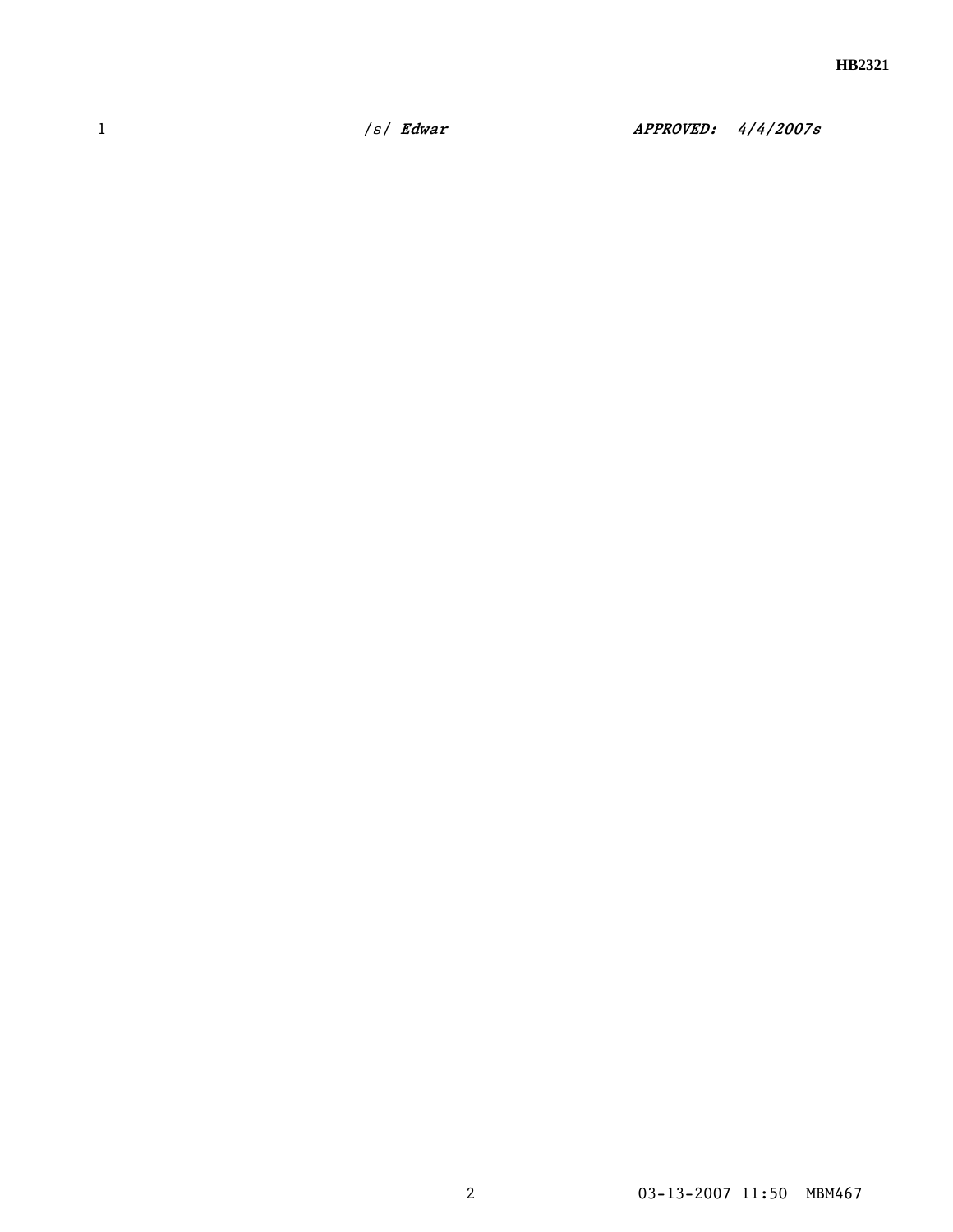/s/ *Edwar* *APPROVED: 4/4/2007s*